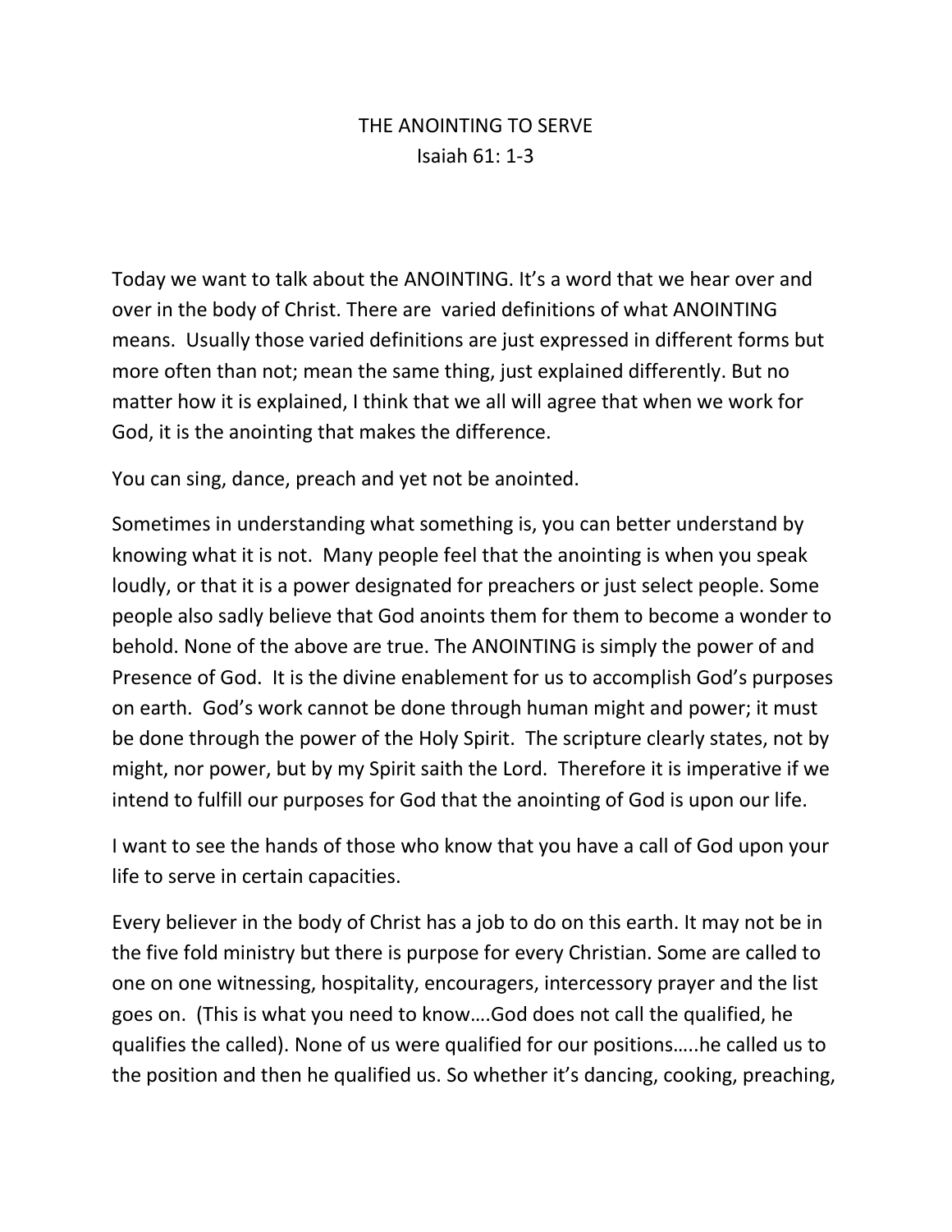# THE ANOINTING TO SERVE

Isaiah 61: 1-3

Today we want to talk about the ANOINTING. It's a word that we hear over and over in the body of Christ. There are varied definitions of what ANOINTING means. Usually those varied definitions are just expressed in different forms but more often than not; mean the same thing, just explained differently. But no matter how it is explained, I think that we all will agree that when we work for God, it is the anointing that makes the difference.

You can sing, dance, preach and yet not be anointed.

Sometimes in understanding what something is, you can better understand by knowing what it is not. Many people feel that the anointing is when you speak loudly, or that it is a power designated for preachers or just select people. Some people also sadly believe that God anoints them for them to become a wonder to behold. None of the above are true. The ANOINTING is simply the power of and Presence of God. It is the divine enablement for us to accomplish God's purposes on earth. God's work cannot be done through human might and power; it must be done through the power of the Holy Spirit. The scripture clearly states, not by might, nor power, but by my Spirit saith the Lord. Therefore it is imperative if we intend to fulfill our purposes for God that the anointing of God is upon our life.

I want to see the hands of those who know that you have a call of God upon your life to serve in certain capacities.

Every believer in the body of Christ has a job to do on this earth. It may not be in the five fold ministry but there is purpose for every Christian. Some are called to one on one witnessing, hospitality, encouragers, intercessory prayer and the list goes on. (This is what you need to know….God does not call the qualified, he qualifies the called). None of us were qualified for our positions…..he called us to the position and then he qualified us. So whether it's dancing, cooking, preaching,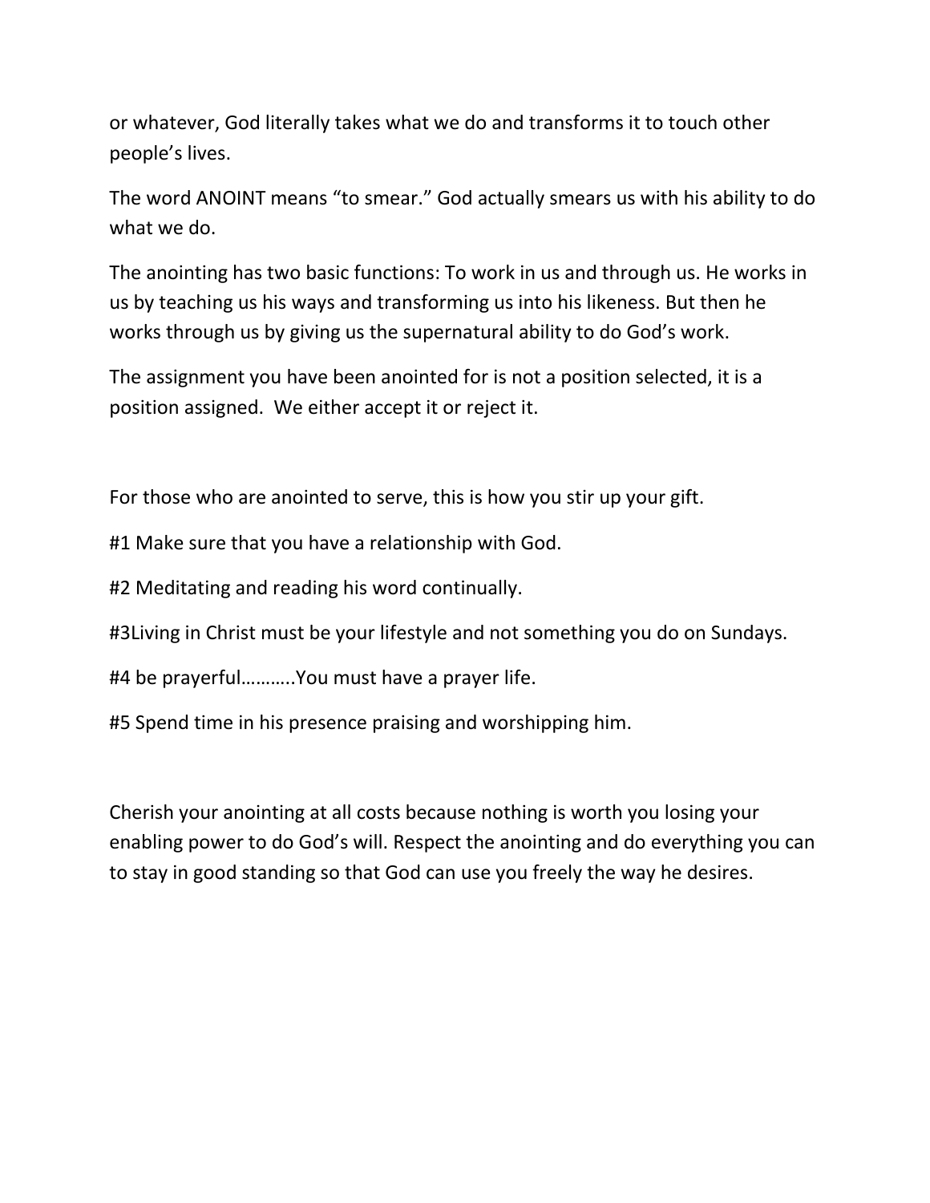or whatever, God literally takes what we do and transforms it to touch other people's lives.

The word ANOINT means "to smear." God actually smears us with his ability to do what we do.

The anointing has two basic functions: To work in us and through us. He works in us by teaching us his ways and transforming us into his likeness. But then he works through us by giving us the supernatural ability to do God's work.

The assignment you have been anointed for is not a position selected, it is a position assigned. We either accept it or reject it.

For those who are anointed to serve, this is how you stir up your gift.

#1 Make sure that you have a relationship with God.

#2 Meditating and reading his word continually.

#3Living in Christ must be your lifestyle and not something you do on Sundays.

#4 be prayerful………..You must have a prayer life.

#5 Spend time in his presence praising and worshipping him.

Cherish your anointing at all costs because nothing is worth you losing your enabling power to do God's will. Respect the anointing and do everything you can to stay in good standing so that God can use you freely the way he desires.